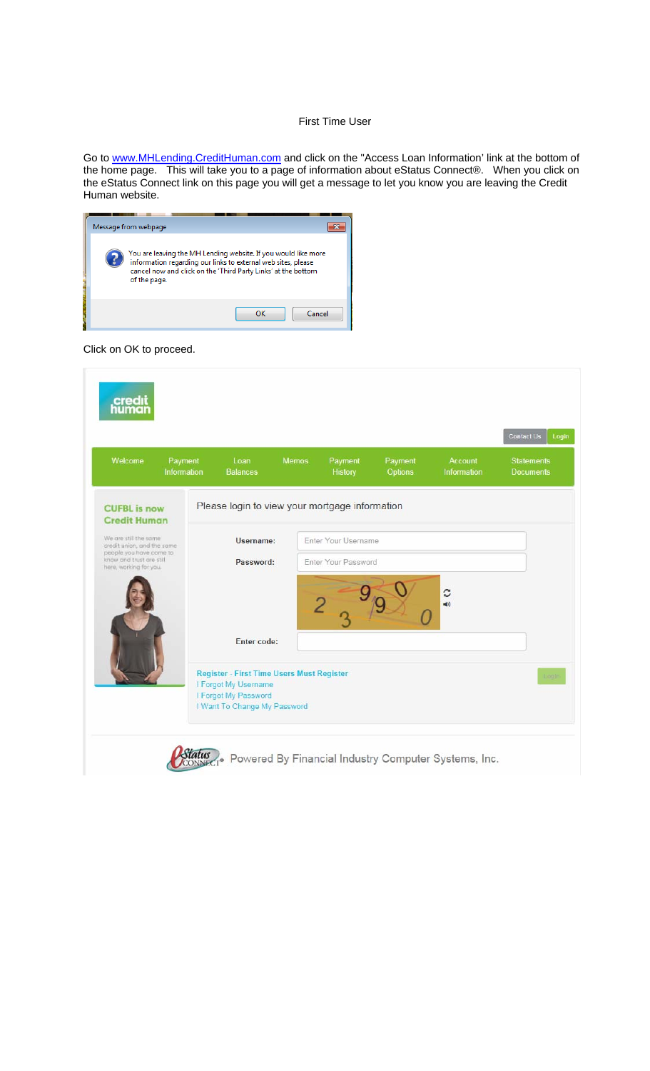# First Time User

Go to www.MHLending.CreditHuman.com and click on the "Access Loan Information' link at the bottom of the home page. This will take you to a page of information about eStatus Connect®. When you click on the eStatus Connect link on this page you will get a message to let you know you are leaving the Credit Human website.

Click on OK to proceed.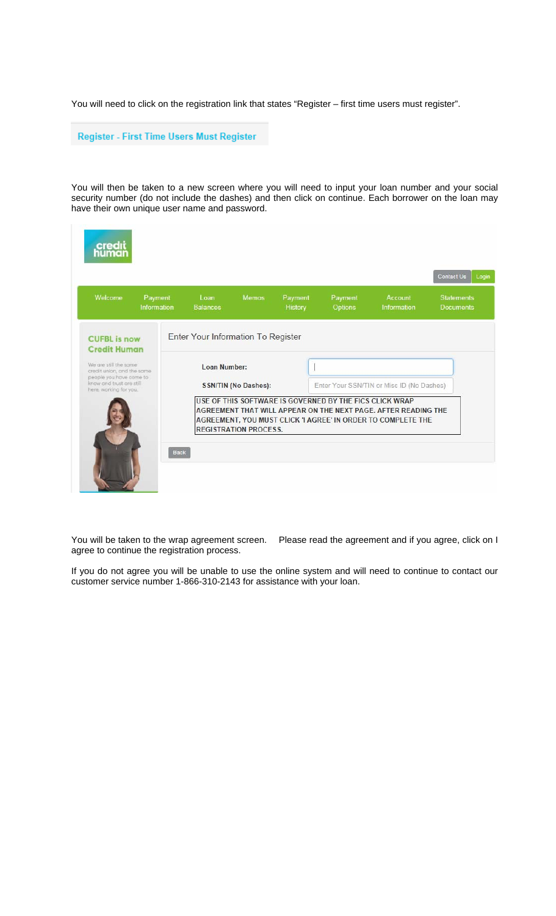You will need to click on the registration link that states "Register – first time users must register".

Register - First Time Users Must Register

You will then be taken to a new screen where you will need to input your loan number and your social security number (do not include the dashes) and then click on continue. Each borrower on the loan may have their own unique user name and password.

credit human

Contact Us | Login

Welcome | Payment Information | Loan Balances | Memos | Payment History | Payment Options | Account Information | Statements Documents

**CUFBL is now Credit Human**

We are still the same credit union, and the same people you have come to know and trust are still here, working for you.

Enter Your Information To Register

**Loan Number:**

**SSN/TIN (No Dashes):** Enter Your SSN/TIN or Misc ID (No Dashes)

USE OF THIS SOFTWARE IS GOVERNED BY THE FICS CLICK WRAP AGREEMENT THAT WILL APPEAR ON THE NEXT PAGE. AFTER READING THE AGREEMENT, YOU MUST CLICK 'I AGREE' IN ORDER TO COMPLETE THE REGISTRATION PROCESS.

Back

You will be taken to the wrap agreement screen. Please read the agreement and if you agree, click on I agree to continue the registration process.

If you do not agree you will be unable to use the online system and will need to continue to contact our customer service number 1-866-310-2143 for assistance with your loan.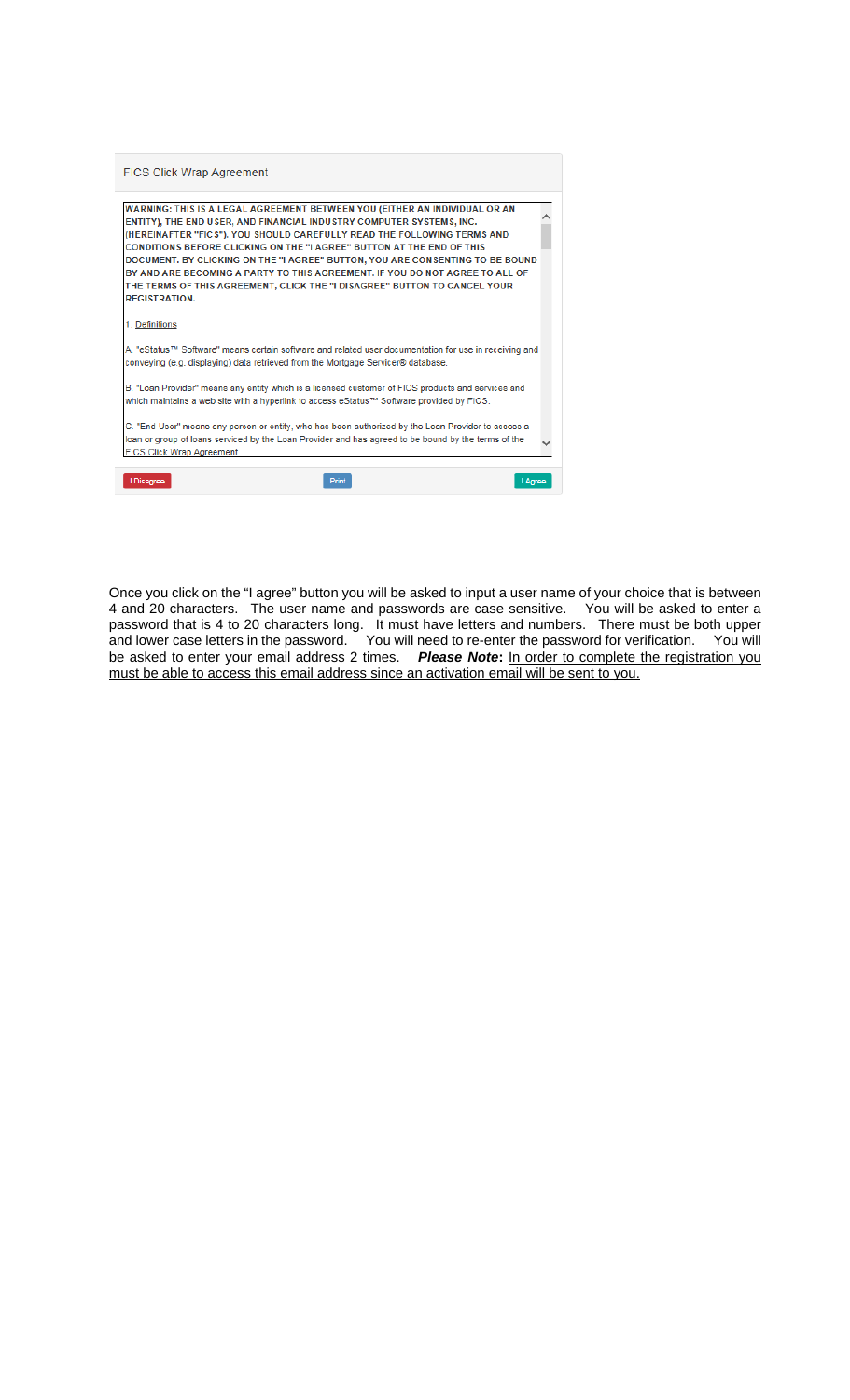FICS Click Wrap Agreement

**WARNING: THIS IS A LEGAL AGREEMENT BETWEEN YOU (EITHER AN INDIVIDUAL OR AN ENTITY), THE END USER, AND FINANCIAL INDUSTRY COMPUTER SYSTEMS, INC. (HEREINAFTER "FICS"). YOU SHOULD CAREFULLY READ THE FOLLOWING TERMS AND CONDITIONS BEFORE CLICKING ON THE "I AGREE" BUTTON AT THE END OF THIS DOCUMENT. BY CLICKING ON THE "I AGREE" BUTTON, YOU ARE CONSENTING TO BE BOUND BY AND ARE BECOMING A PARTY TO THIS AGREEMENT. IF YOU DO NOT AGREE TO ALL OF THE TERMS OF THIS AGREEMENT, CLICK THE "I DISAGREE" BUTTON TO CANCEL YOUR REGISTRATION.**

1. Definitions

A. "eStatus™ Software" means certain software and related user documentation for use in receiving and conveying (e.g. displaying) data retrieved from the Mortgage Servicer® database.

B. "Loan Provider" means any entity which is a licensed customer of FICS products and services and which maintains a web site with a hyperlink to access eStatus™ Software provided by FICS.

C. "End User" means any person or entity, who has been authorized by the Loan Provider to access a loan or group of loans serviced by the Loan Provider and has agreed to be bound by the terms of the FICS Click Wrap Agreement

I Disagree | Print | I Agree

Once you click on the "I agree" button you will be asked to input a user name of your choice that is between 4 and 20 characters. The user name and passwords are case sensitive. You will be asked to enter a password that is 4 to 20 characters long. It must have letters and numbers. There must be both upper and lower case letters in the password. You will need to re-enter the password for verification. You will be asked to enter your email address 2 times. ***Please Note*:** <u>In order to complete the registration you must be able to access this email address since an activation email will be sent to you.</u>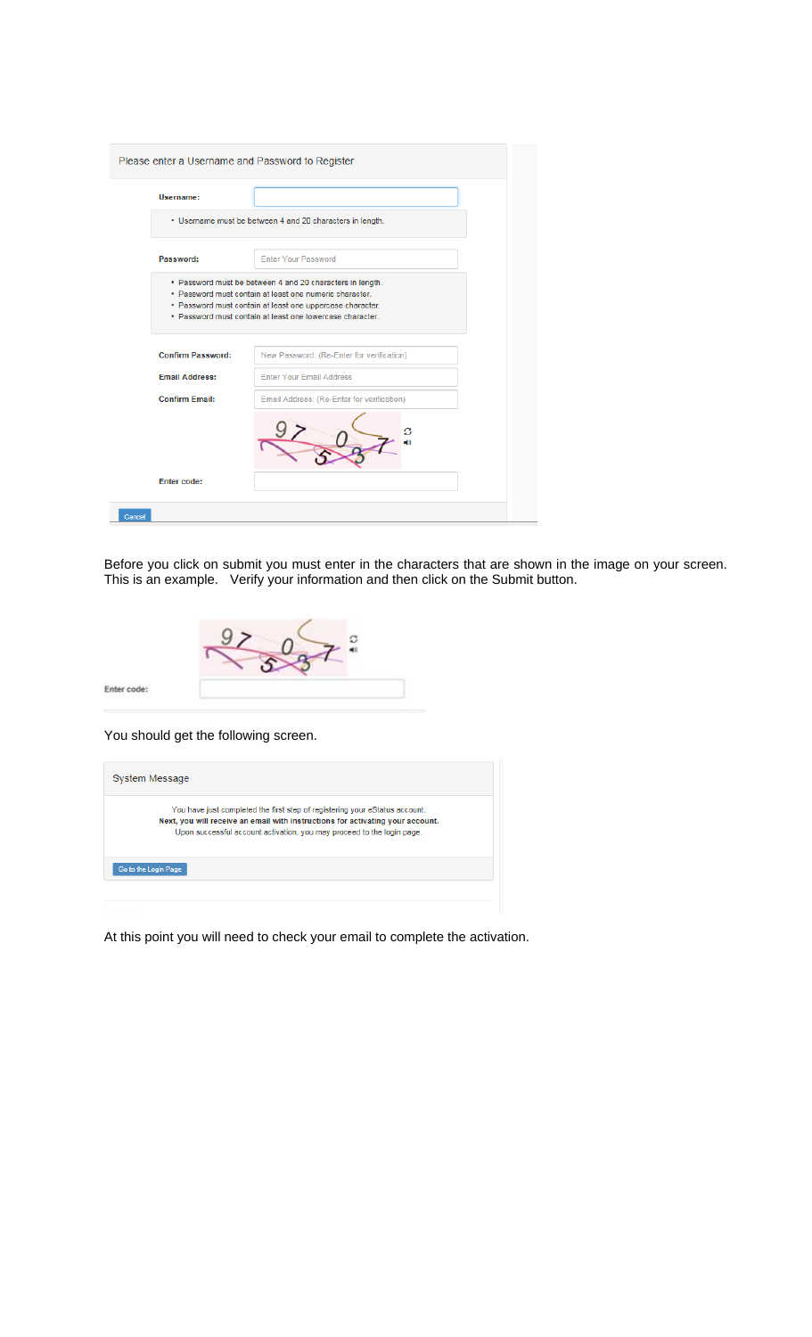Please enter a Username and Password to Register

**Username:**

- Username must be between 4 and 20 characters in length.

**Password:** Enter Your Password

- Password must be between 4 and 20 characters in length.
- Password must contain at least one numeric character.
- Password must contain at least one uppercase character.
- Password must contain at least one lowercase character.

**Confirm Password:** New Password: (Re-Enter for verification)

**Email Address:** Enter Your Email Address

**Confirm Email:** Email Address: (Re-Enter for verification)

**Enter code:**

Cancel

Before you click on submit you must enter in the characters that are shown in the image on your screen. This is an example. Verify your information and then click on the Submit button.

**Enter code:**

You should get the following screen.

System Message

You have just completed the first step of registering your eStatus account.
**Next, you will receive an email with instructions for activating your account.**
Upon successful account activation, you may proceed to the login page.

Go to the Login Page

At this point you will need to check your email to complete the activation.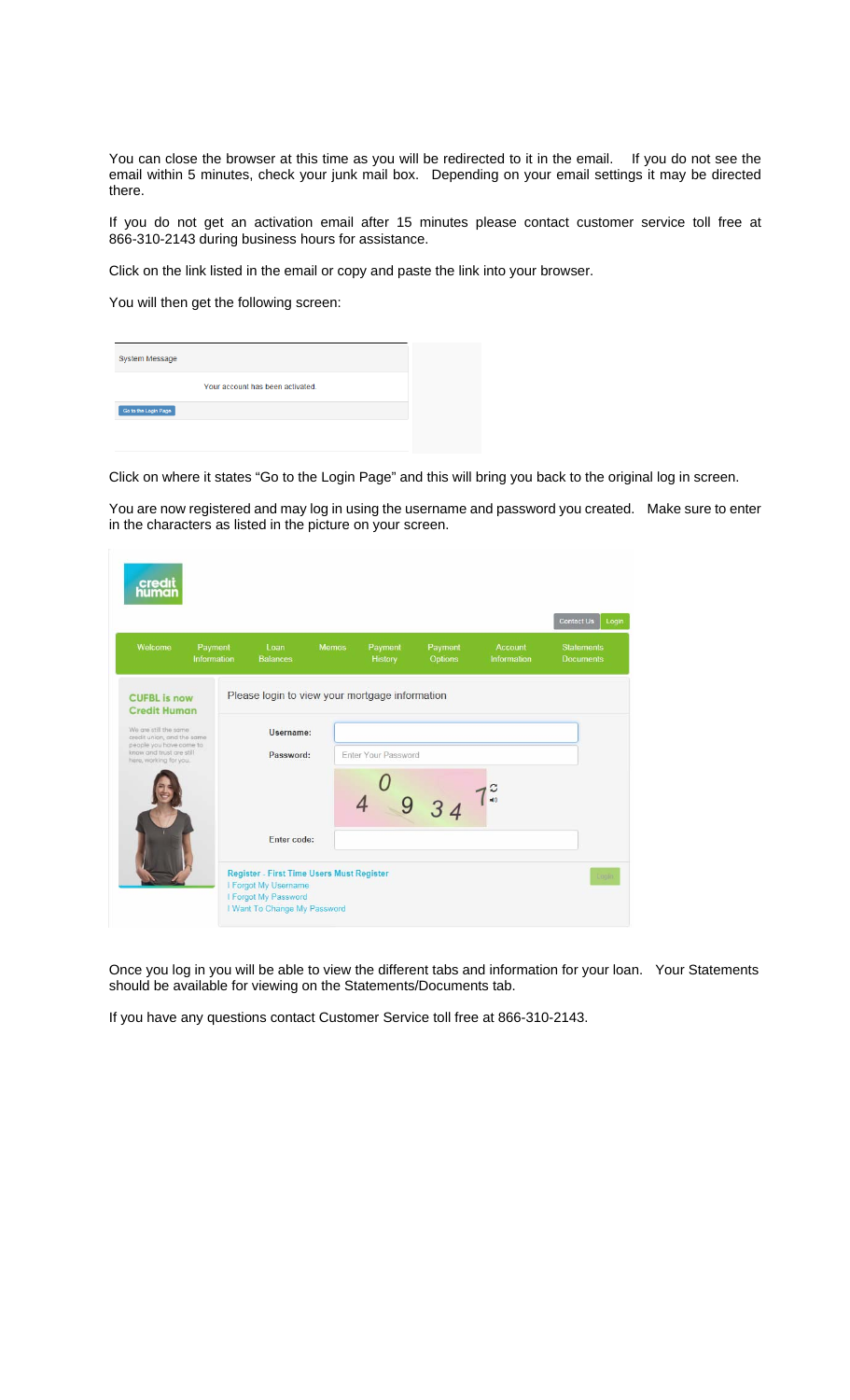You can close the browser at this time as you will be redirected to it in the email. If you do not see the email within 5 minutes, check your junk mail box. Depending on your email settings it may be directed there.

If you do not get an activation email after 15 minutes please contact customer service toll free at 866-310-2143 during business hours for assistance.

Click on the link listed in the email or copy and paste the link into your browser.

You will then get the following screen:

Click on where it states "Go to the Login Page" and this will bring you back to the original log in screen.

You are now registered and may log in using the username and password you created. Make sure to enter in the characters as listed in the picture on your screen.

Once you log in you will be able to view the different tabs and information for your loan. Your Statements should be available for viewing on the Statements/Documents tab.

If you have any questions contact Customer Service toll free at 866-310-2143.